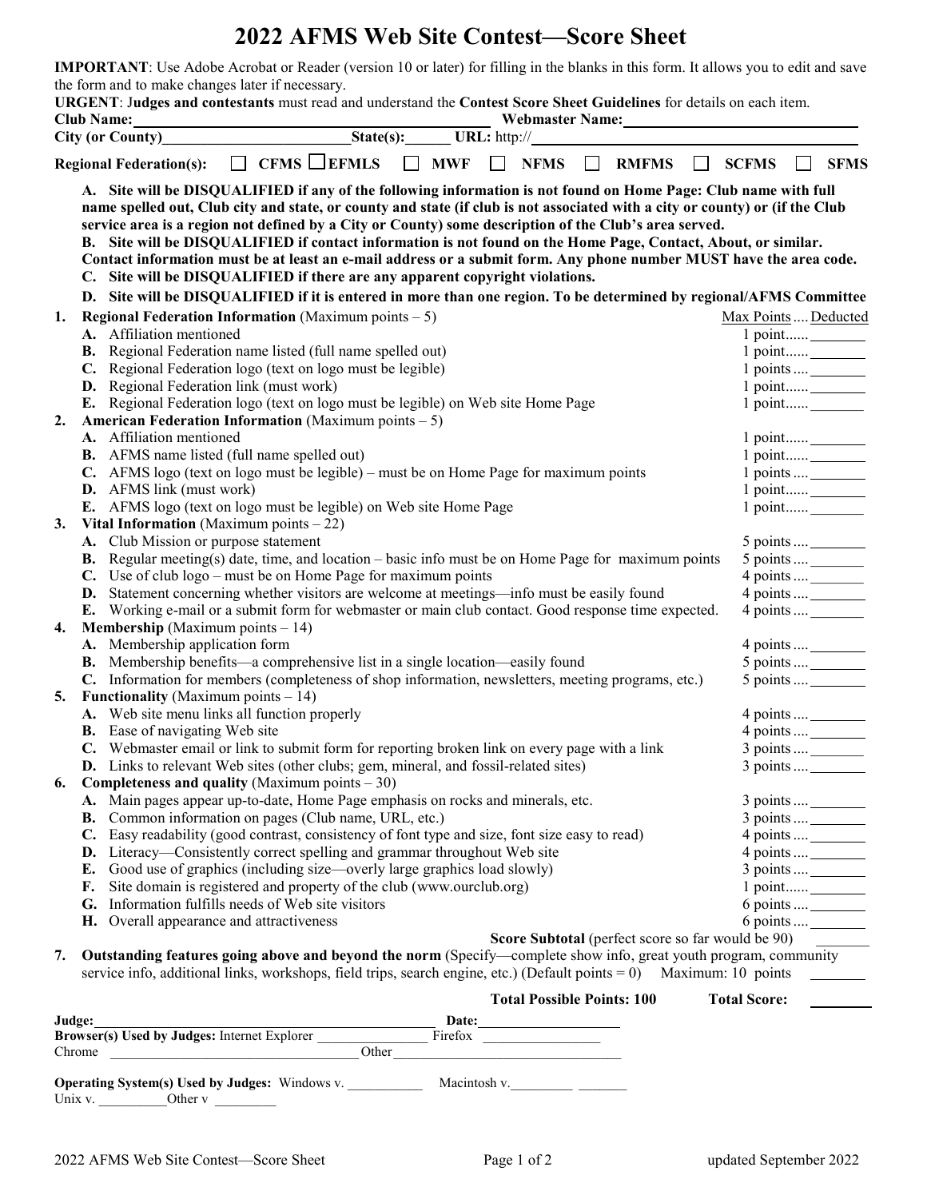# 2022 AFMS Web Site Contest—Score Sheet

**IMPORTANT**: Use Adobe Acrobat or Reader (version 10 or later) for filling in the blanks in this form. It allows you to edit and save the form and to make changes later if necessary.

**URGENT**: **Judges and contestants** must read and understand the **Contest Score Sheet Guidelines** for details on each item.

**Club Name:** ______________________ **Webmaster Name:** ______________________

**City (or County)** ______________________ **State(s):** ______ **URL:** http:// ______________________

**Regional Federation(s):** ☐ CFMS ☐ EFMLS ☐ MWF ☐ NFMS ☐ RMFMS ☐ SCFMS ☐ SFMS

**A. Site will be DISQUALIFIED if any of the following information is not found on Home Page: Club name with full name spelled out, Club city and state, or county and state (if club is not associated with a city or county) or (if the Club service area is a region not defined by a City or County) some description of the Club's area served.**

**B. Site will be DISQUALIFIED if contact information is not found on the Home Page, Contact, About, or similar. Contact information must be at least an e-mail address or a submit form. Any phone number MUST have the area code.**

**C. Site will be DISQUALIFIED if there are any apparent copyright violations.**

**D. Site will be DISQUALIFIED if it is entered in more than one region. To be determined by regional/AFMS Committee**

| | | Max Points | Deducted |
|---|---|---|---|
| **1.** | **Regional Federation Information** (Maximum points – 5) | | |
| | **A.** Affiliation mentioned | 1 point | |
| | **B.** Regional Federation name listed (full name spelled out) | 1 point | |
| | **C.** Regional Federation logo (text on logo must be legible) | 1 points | |
| | **D.** Regional Federation link (must work) | 1 point | |
| | **E.** Regional Federation logo (text on logo must be legible) on Web site Home Page | 1 point | |
| **2.** | **American Federation Information** (Maximum points – 5) | | |
| | **A.** Affiliation mentioned | 1 point | |
| | **B.** AFMS name listed (full name spelled out) | 1 point | |
| | **C.** AFMS logo (text on logo must be legible) – must be on Home Page for maximum points | 1 points | |
| | **D.** AFMS link (must work) | 1 point | |
| | **E.** AFMS logo (text on logo must be legible) on Web site Home Page | 1 point | |
| **3.** | **Vital Information** (Maximum points – 22) | | |
| | **A.** Club Mission or purpose statement | 5 points | |
| | **B.** Regular meeting(s) date, time, and location – basic info must be on Home Page for maximum points | 5 points | |
| | **C.** Use of club logo – must be on Home Page for maximum points | 4 points | |
| | **D.** Statement concerning whether visitors are welcome at meetings—info must be easily found | 4 points | |
| | **E.** Working e-mail or a submit form for webmaster or main club contact. Good response time expected. | 4 points | |
| **4.** | **Membership** (Maximum points – 14) | | |
| | **A.** Membership application form | 4 points | |
| | **B.** Membership benefits—a comprehensive list in a single location—easily found | 5 points | |
| | **C.** Information for members (completeness of shop information, newsletters, meeting programs, etc.) | 5 points | |
| **5.** | **Functionality** (Maximum points – 14) | | |
| | **A.** Web site menu links all function properly | 4 points | |
| | **B.** Ease of navigating Web site | 4 points | |
| | **C.** Webmaster email or link to submit form for reporting broken link on every page with a link | 3 points | |
| | **D.** Links to relevant Web sites (other clubs; gem, mineral, and fossil-related sites) | 3 points | |
| **6.** | **Completeness and quality** (Maximum points – 30) | | |
| | **A.** Main pages appear up-to-date, Home Page emphasis on rocks and minerals, etc. | 3 points | |
| | **B.** Common information on pages (Club name, URL, etc.) | 3 points | |
| | **C.** Easy readability (good contrast, consistency of font type and size, font size easy to read) | 4 points | |
| | **D.** Literacy—Consistently correct spelling and grammar throughout Web site | 4 points | |
| | **E.** Good use of graphics (including size—overly large graphics load slowly) | 3 points | |
| | **F.** Site domain is registered and property of the club (www.ourclub.org) | 1 point | |
| | **G.** Information fulfills needs of Web site visitors | 6 points | |
| | **H.** Overall appearance and attractiveness | 6 points | |
| | **Score Subtotal** (perfect score so far would be 90) | | |
| **7.** | **Outstanding features going above and beyond the norm** (Specify—complete show info, great youth program, community service info, additional links, workshops, field trips, search engine, etc.) (Default points = 0) | Maximum: 10 points | |

**Total Possible Points: 100** **Total Score:** ________

**Judge:** ______________________ **Date:** ______________

**Browser(s) Used by Judges:** Internet Explorer ____________ Firefox ____________
Chrome ______________________ Other ______________________

**Operating System(s) Used by Judges:** Windows v. __________ Macintosh v. ________ ________
Unix v. __________ Other v ________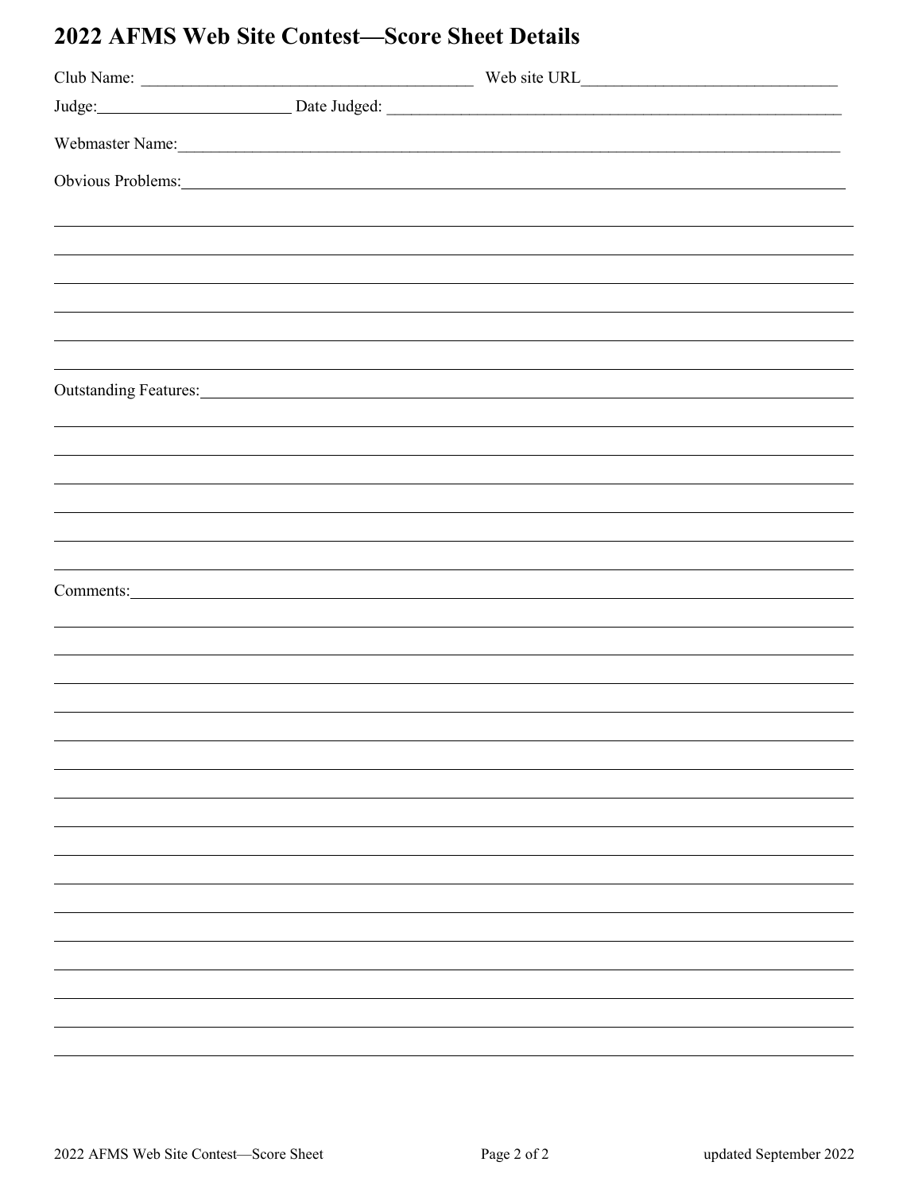# 2022 AFMS Web Site Contest—Score Sheet Details

Club Name: ________________________________________ Web site URL_______________________________

Judge:________________________ Date Judged: _________________________________________________________

Webmaster Name:________________________________________________________________________________

Obvious Problems:________________________________________________________________________________

Outstanding Features:_____________________________________________________________________________

Comments:______________________________________________________________________________________